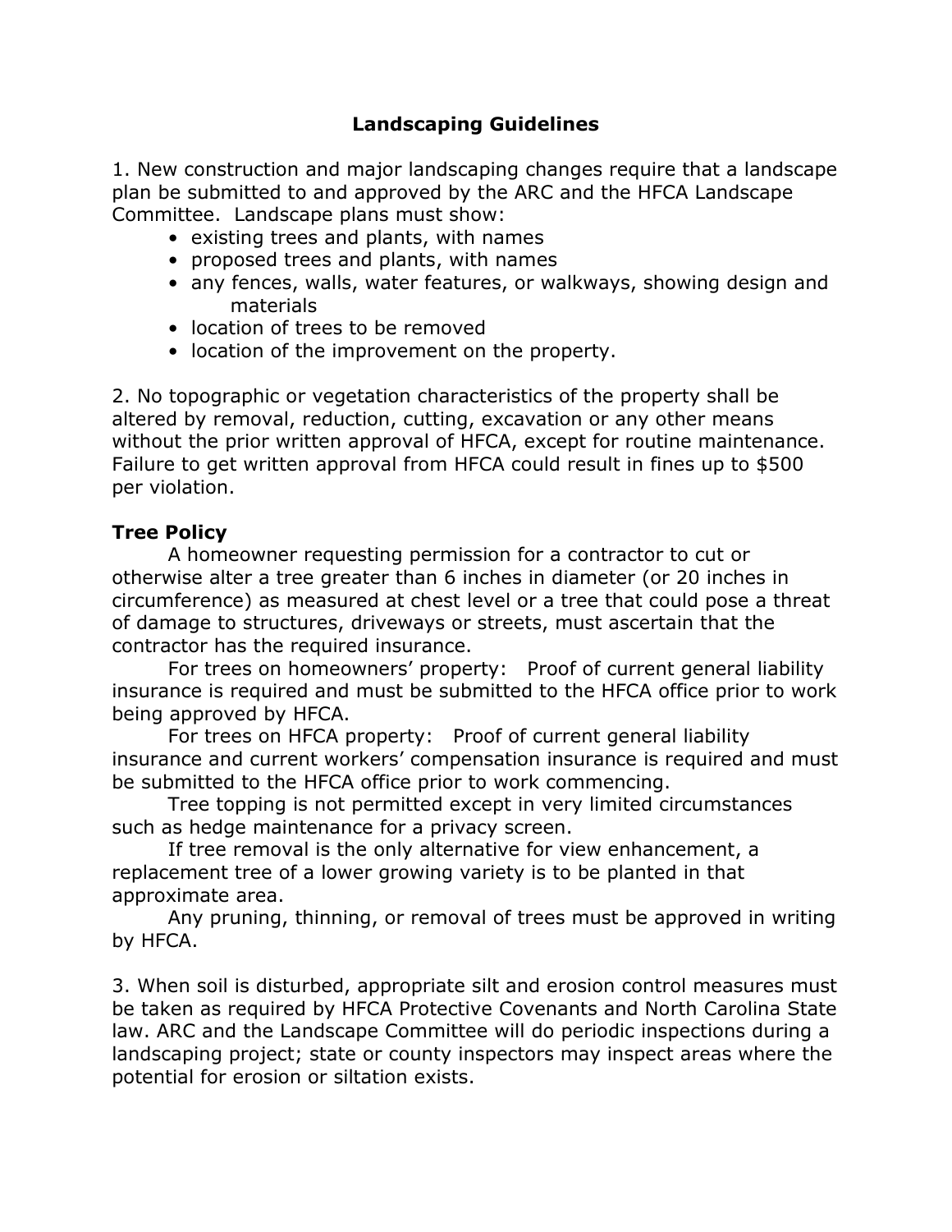# Landscaping Guidelines

1. New construction and major landscaping changes require that a landscape plan be submitted to and approved by the ARC and the HFCA Landscape Committee. Landscape plans must show:
   - existing trees and plants, with names
   - proposed trees and plants, with names
   - any fences, walls, water features, or walkways, showing design and materials
   - location of trees to be removed
   - location of the improvement on the property.

2. No topographic or vegetation characteristics of the property shall be altered by removal, reduction, cutting, excavation or any other means without the prior written approval of HFCA, except for routine maintenance. Failure to get written approval from HFCA could result in fines up to $500 per violation.

## Tree Policy

A homeowner requesting permission for a contractor to cut or otherwise alter a tree greater than 6 inches in diameter (or 20 inches in circumference) as measured at chest level or a tree that could pose a threat of damage to structures, driveways or streets, must ascertain that the contractor has the required insurance.

For trees on homeowners' property: Proof of current general liability insurance is required and must be submitted to the HFCA office prior to work being approved by HFCA.

For trees on HFCA property: Proof of current general liability insurance and current workers' compensation insurance is required and must be submitted to the HFCA office prior to work commencing.

Tree topping is not permitted except in very limited circumstances such as hedge maintenance for a privacy screen.

If tree removal is the only alternative for view enhancement, a replacement tree of a lower growing variety is to be planted in that approximate area.

Any pruning, thinning, or removal of trees must be approved in writing by HFCA.

3. When soil is disturbed, appropriate silt and erosion control measures must be taken as required by HFCA Protective Covenants and North Carolina State law. ARC and the Landscape Committee will do periodic inspections during a landscaping project; state or county inspectors may inspect areas where the potential for erosion or siltation exists.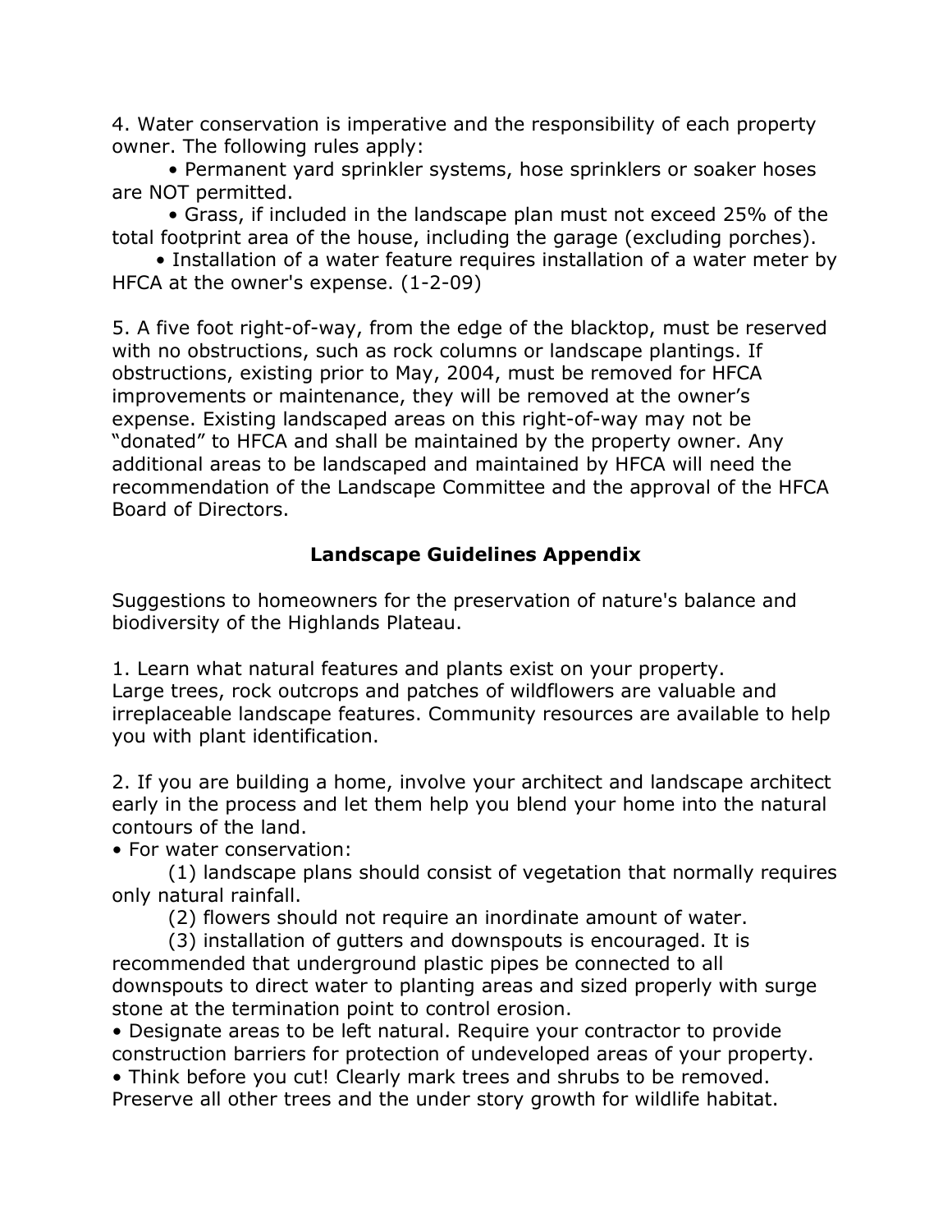4. Water conservation is imperative and the responsibility of each property owner. The following rules apply:

- Permanent yard sprinkler systems, hose sprinklers or soaker hoses are NOT permitted.
- Grass, if included in the landscape plan must not exceed 25% of the total footprint area of the house, including the garage (excluding porches).
- Installation of a water feature requires installation of a water meter by HFCA at the owner's expense. (1-2-09)

5. A five foot right-of-way, from the edge of the blacktop, must be reserved with no obstructions, such as rock columns or landscape plantings. If obstructions, existing prior to May, 2004, must be removed for HFCA improvements or maintenance, they will be removed at the owner's expense. Existing landscaped areas on this right-of-way may not be "donated" to HFCA and shall be maintained by the property owner. Any additional areas to be landscaped and maintained by HFCA will need the recommendation of the Landscape Committee and the approval of the HFCA Board of Directors.

## Landscape Guidelines Appendix

Suggestions to homeowners for the preservation of nature's balance and biodiversity of the Highlands Plateau.

1. Learn what natural features and plants exist on your property. Large trees, rock outcrops and patches of wildflowers are valuable and irreplaceable landscape features. Community resources are available to help you with plant identification.

2. If you are building a home, involve your architect and landscape architect early in the process and let them help you blend your home into the natural contours of the land.

- For water conservation:
  (1) landscape plans should consist of vegetation that normally requires only natural rainfall.
  (2) flowers should not require an inordinate amount of water.
  (3) installation of gutters and downspouts is encouraged. It is recommended that underground plastic pipes be connected to all downspouts to direct water to planting areas and sized properly with surge stone at the termination point to control erosion.
- Designate areas to be left natural. Require your contractor to provide construction barriers for protection of undeveloped areas of your property.
- Think before you cut! Clearly mark trees and shrubs to be removed. Preserve all other trees and the under story growth for wildlife habitat.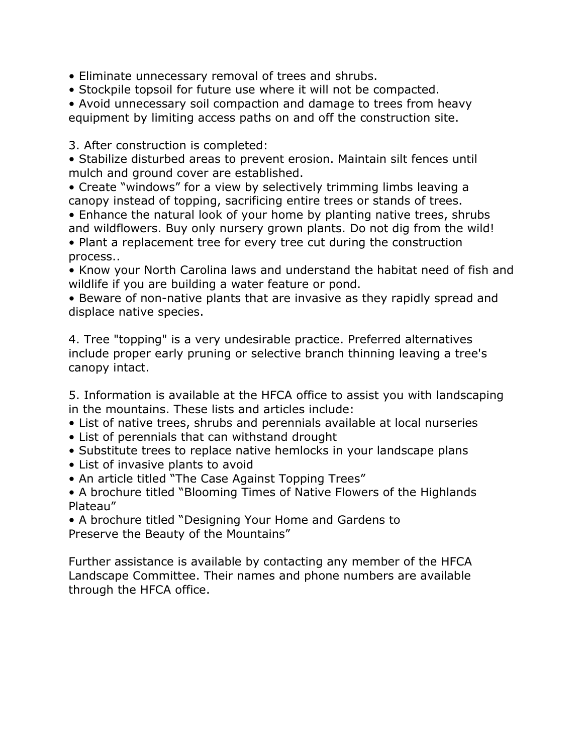- Eliminate unnecessary removal of trees and shrubs.
- Stockpile topsoil for future use where it will not be compacted.
- Avoid unnecessary soil compaction and damage to trees from heavy equipment by limiting access paths on and off the construction site.

3. After construction is completed:

- Stabilize disturbed areas to prevent erosion. Maintain silt fences until mulch and ground cover are established.
- Create "windows" for a view by selectively trimming limbs leaving a canopy instead of topping, sacrificing entire trees or stands of trees.
- Enhance the natural look of your home by planting native trees, shrubs and wildflowers. Buy only nursery grown plants. Do not dig from the wild!
- Plant a replacement tree for every tree cut during the construction process..
- Know your North Carolina laws and understand the habitat need of fish and wildlife if you are building a water feature or pond.
- Beware of non-native plants that are invasive as they rapidly spread and displace native species.

4. Tree "topping" is a very undesirable practice. Preferred alternatives include proper early pruning or selective branch thinning leaving a tree's canopy intact.

5. Information is available at the HFCA office to assist you with landscaping in the mountains. These lists and articles include:

- List of native trees, shrubs and perennials available at local nurseries
- List of perennials that can withstand drought
- Substitute trees to replace native hemlocks in your landscape plans
- List of invasive plants to avoid
- An article titled "The Case Against Topping Trees"
- A brochure titled "Blooming Times of Native Flowers of the Highlands Plateau"
- A brochure titled "Designing Your Home and Gardens to Preserve the Beauty of the Mountains"

Further assistance is available by contacting any member of the HFCA Landscape Committee. Their names and phone numbers are available through the HFCA office.